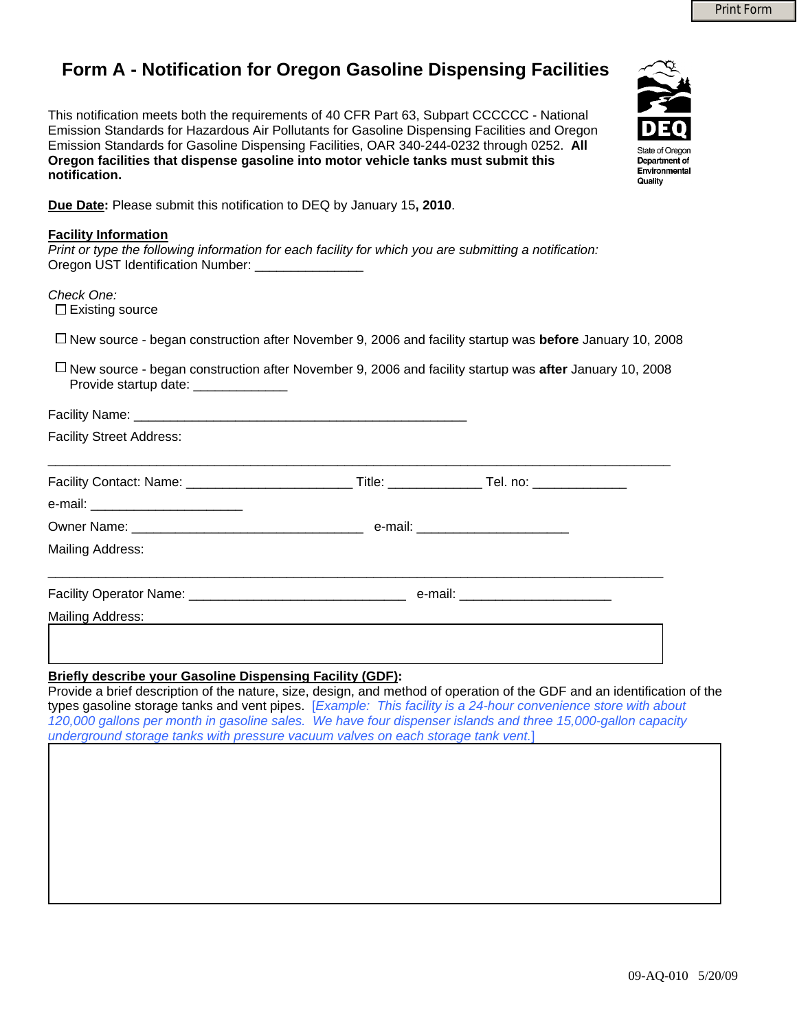# Form A - Notification for Oregon Gasoline Dispensing Facilities

State of Oregon Department of Environmental Quality

This notification meets both the requirements of 40 CFR Part 63, Subpart CCCCCC - National Emission Standards for Hazardous Air Pollutants for Gasoline Dispensing Facilities and Oregon Emission Standards for Gasoline Dispensing Facilities, OAR 340-244-0232 through 0252. **All Oregon facilities that dispense gasoline into motor vehicle tanks must submit this notification.**

**Due Date:** Please submit this notification to DEQ by January 15**, 2010**.

**Facility Information**

*Print or type the following information for each facility for which you are submitting a notification:*

Oregon UST Identification Number: _______________

*Check One:*

☐ Existing source

☐ New source - began construction after November 9, 2006 and facility startup was **before** January 10, 2008

☐ New source - began construction after November 9, 2006 and facility startup was **after** January 10, 2008
Provide startup date: _____________

Facility Name: _______________________________________________

Facility Street Address:

_____________________________________________________________________________________

Facility Contact: Name: ______________________ Title: _____________ Tel. no: _____________

e-mail: _____________________

Owner Name: ________________________________ e-mail: _____________________

Mailing Address:

_____________________________________________________________________________________

Facility Operator Name: ______________________________ e-mail: _____________________

Mailing Address:

**Briefly describe your Gasoline Dispensing Facility (GDF):**

Provide a brief description of the nature, size, design, and method of operation of the GDF and an identification of the types gasoline storage tanks and vent pipes. [*Example: This facility is a 24-hour convenience store with about 120,000 gallons per month in gasoline sales. We have four dispenser islands and three 15,000-gallon capacity underground storage tanks with pressure vacuum valves on each storage tank vent.*]

09-AQ-010 5/20/09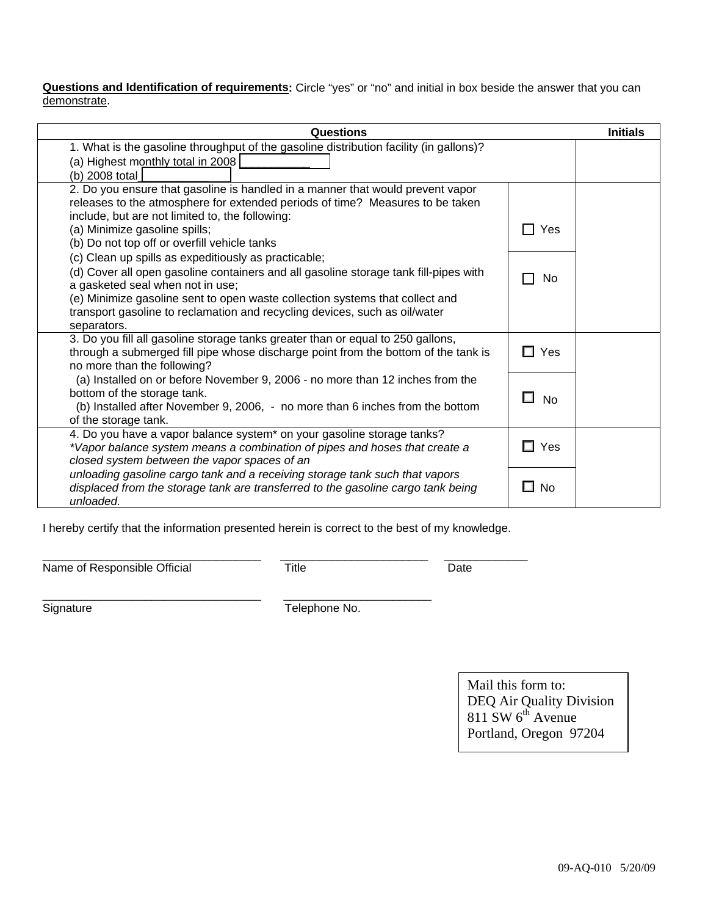**Questions and Identification of requirements:** Circle "yes" or "no" and initial in box beside the answer that you can demonstrate.

| Questions | | Initials |
|---|---|---|
| 1. What is the gasoline throughput of the gasoline distribution facility (in gallons)?<br>(a) Highest monthly total in 2008 ___________<br>(b) 2008 total ___________ | | |
| 2. Do you ensure that gasoline is handled in a manner that would prevent vapor releases to the atmosphere for extended periods of time? Measures to be taken include, but are not limited to, the following:<br>(a) Minimize gasoline spills;<br>(b) Do not top off or overfill vehicle tanks<br>(c) Clean up spills as expeditiously as practicable;<br>(d) Cover all open gasoline containers and all gasoline storage tank fill-pipes with a gasketed seal when not in use;<br>(e) Minimize gasoline sent to open waste collection systems that collect and transport gasoline to reclamation and recycling devices, such as oil/water separators. | ☐ Yes<br><br>☐ No | |
| 3. Do you fill all gasoline storage tanks greater than or equal to 250 gallons, through a submerged fill pipe whose discharge point from the bottom of the tank is no more than the following?<br>(a) Installed on or before November 9, 2006 - no more than 12 inches from the bottom of the storage tank.<br>(b) Installed after November 9, 2006, - no more than 6 inches from the bottom of the storage tank. | ☐ Yes<br><br>☐ No | |
| 4. Do you have a vapor balance system* on your gasoline storage tanks?<br>*\*Vapor balance system means a combination of pipes and hoses that create a closed system between the vapor spaces of an unloading gasoline cargo tank and a receiving storage tank such that vapors displaced from the storage tank are transferred to the gasoline cargo tank being unloaded.* | ☐ Yes<br><br>☐ No | |

I hereby certify that the information presented herein is correct to the best of my knowledge.

___________________________________ ________________________ _____________
Name of Responsible Official Title Date

___________________________________ ________________________
Signature Telephone No.

Mail this form to:
DEQ Air Quality Division
811 SW 6th Avenue
Portland, Oregon 97204

09-AQ-010 5/20/09